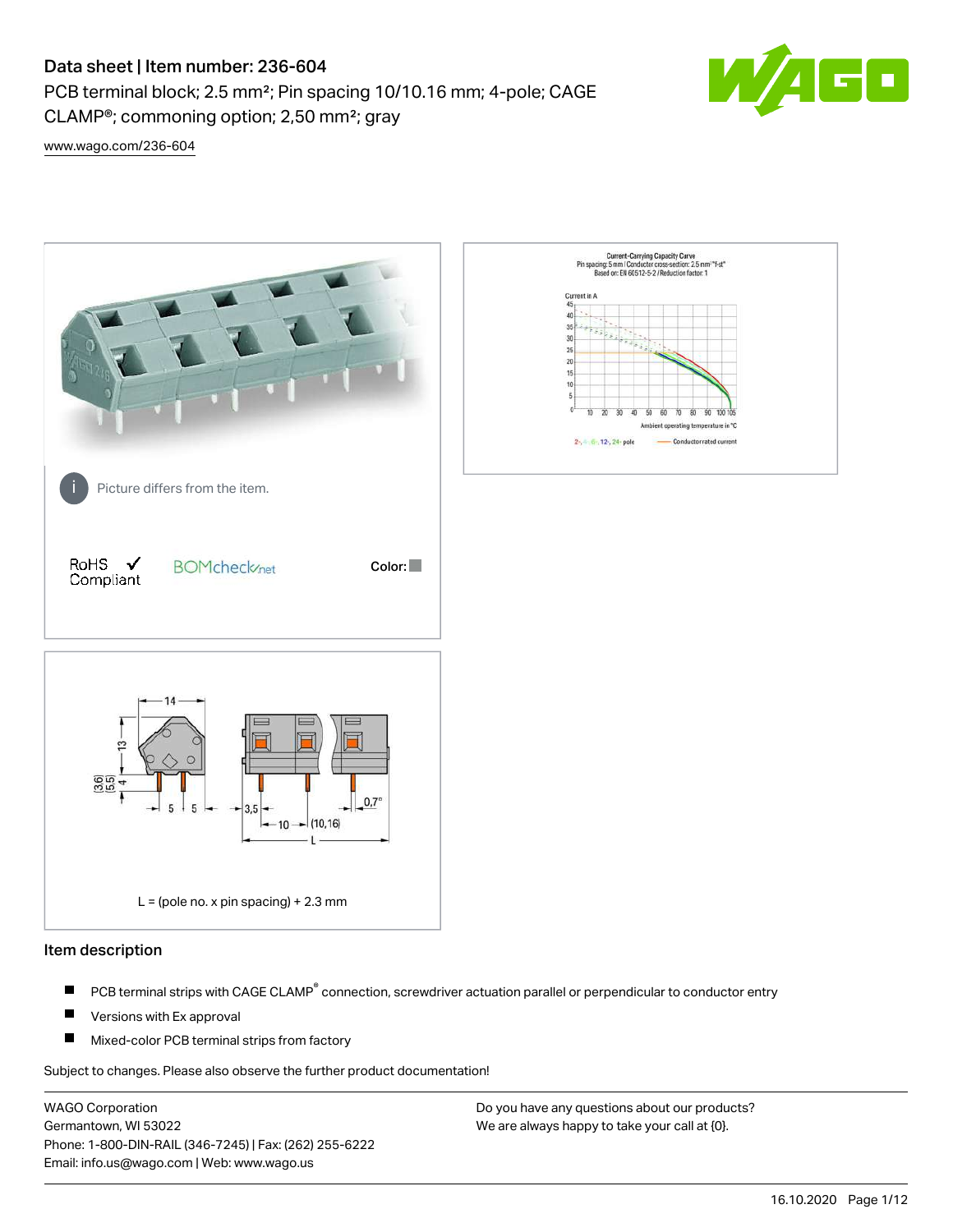# Data sheet | Item number: 236-604

PCB terminal block; 2.5 mm²; Pin spacing 10/10.16 mm; 4-pole; CAGE CLAMP®; commoning option; 2,50 mm²; gray

www.wago.com/236-604

Picture differs from the item.

RoHS ✓ Compliant

BOMcheck.net

Color:

L = (pole no. x pin spacing) + 2.3 mm

## Item description

- PCB terminal strips with CAGE CLAMP® connection, screwdriver actuation parallel or perpendicular to conductor entry
- Versions with Ex approval
- Mixed-color PCB terminal strips from factory

Subject to changes. Please also observe the further product documentation!

WAGO Corporation
Germantown, WI 53022
Phone: 1-800-DIN-RAIL (346-7245) | Fax: (262) 255-6222
Email: info.us@wago.com | Web: www.wago.us

Do you have any questions about our products?
We are always happy to take your call at {0}.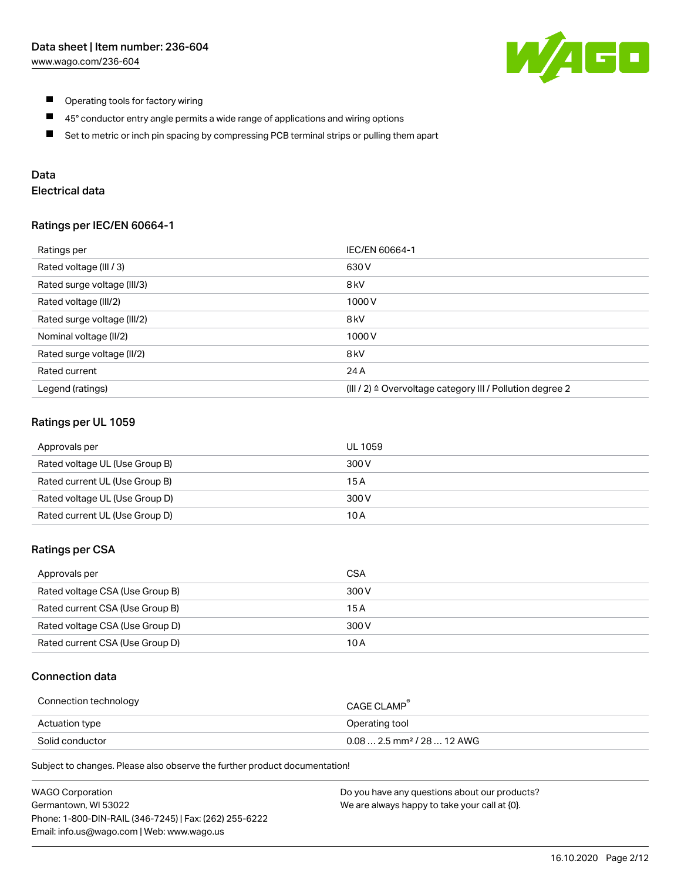- Operating tools for factory wiring
- 45° conductor entry angle permits a wide range of applications and wiring options
- Set to metric or inch pin spacing by compressing PCB terminal strips or pulling them apart

## Data

### Electrical data

#### Ratings per IEC/EN 60664-1

| Ratings per | IEC/EN 60664-1 |
| --- | --- |
| Rated voltage (III / 3) | 630 V |
| Rated surge voltage (III/3) | 8 kV |
| Rated voltage (III/2) | 1000 V |
| Rated surge voltage (III/2) | 8 kV |
| Nominal voltage (II/2) | 1000 V |
| Rated surge voltage (II/2) | 8 kV |
| Rated current | 24 A |
| Legend (ratings) | (III / 2) ≙ Overvoltage category III / Pollution degree 2 |

#### Ratings per UL 1059

| Approvals per | UL 1059 |
| --- | --- |
| Rated voltage UL (Use Group B) | 300 V |
| Rated current UL (Use Group B) | 15 A |
| Rated voltage UL (Use Group D) | 300 V |
| Rated current UL (Use Group D) | 10 A |

#### Ratings per CSA

| Approvals per | CSA |
| --- | --- |
| Rated voltage CSA (Use Group B) | 300 V |
| Rated current CSA (Use Group B) | 15 A |
| Rated voltage CSA (Use Group D) | 300 V |
| Rated current CSA (Use Group D) | 10 A |

### Connection data

| Connection technology | CAGE CLAMP® |
| --- | --- |
| Actuation type | Operating tool |
| Solid conductor | 0.08 … 2.5 mm² / 28 … 12 AWG |

Subject to changes. Please also observe the further product documentation!

WAGO Corporation
Germantown, WI 53022
Phone: 1-800-DIN-RAIL (346-7245) | Fax: (262) 255-6222
Email: info.us@wago.com | Web: www.wago.us

Do you have any questions about our products?
We are always happy to take your call at {0}.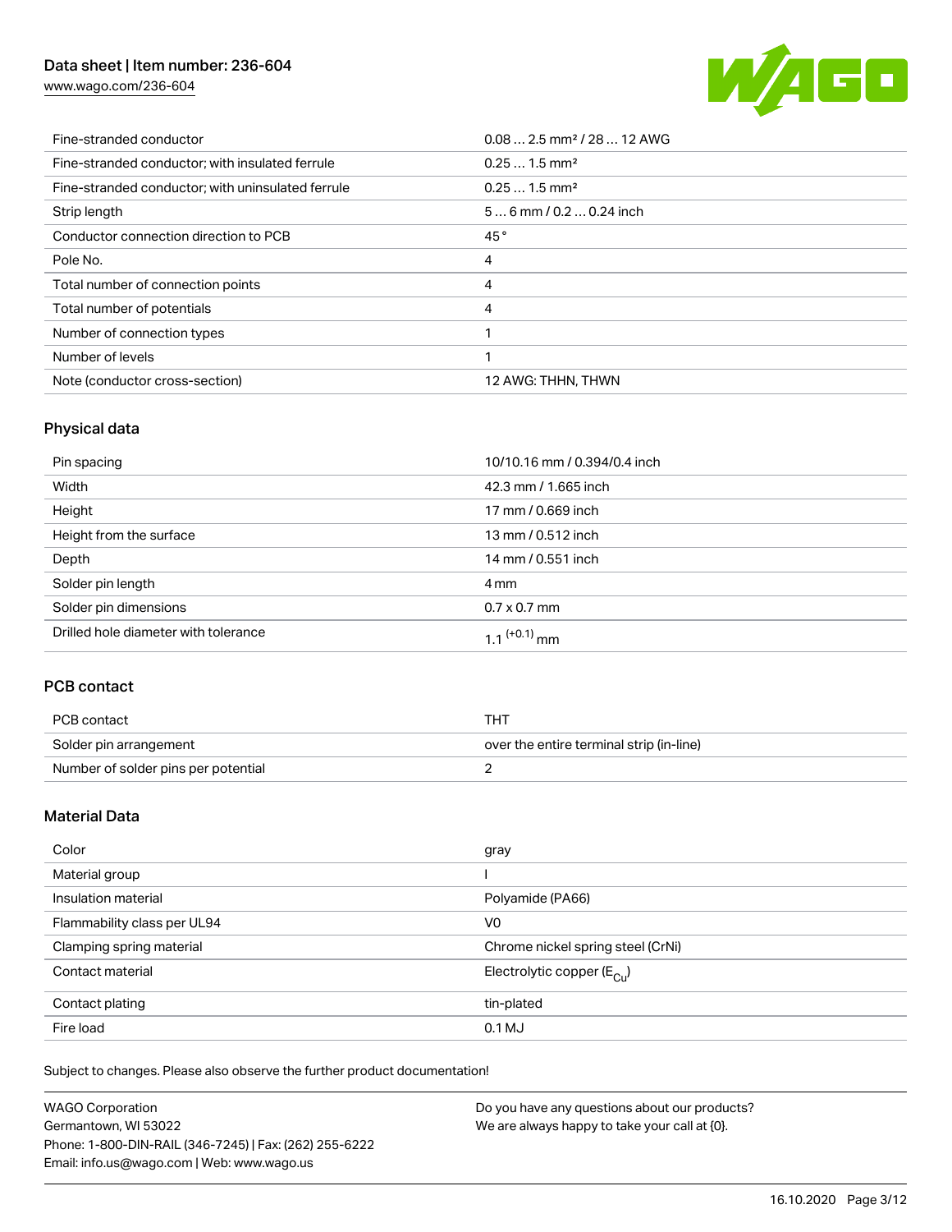| | |
|---|---|
| Fine-stranded conductor | 0.08 … 2.5 mm² / 28 … 12 AWG |
| Fine-stranded conductor; with insulated ferrule | 0.25 … 1.5 mm² |
| Fine-stranded conductor; with uninsulated ferrule | 0.25 … 1.5 mm² |
| Strip length | 5 … 6 mm / 0.2 … 0.24 inch |
| Conductor connection direction to PCB | 45 ° |
| Pole No. | 4 |
| Total number of connection points | 4 |
| Total number of potentials | 4 |
| Number of connection types | 1 |
| Number of levels | 1 |
| Note (conductor cross-section) | 12 AWG: THHN, THWN |

## Physical data

| | |
|---|---|
| Pin spacing | 10/10.16 mm / 0.394/0.4 inch |
| Width | 42.3 mm / 1.665 inch |
| Height | 17 mm / 0.669 inch |
| Height from the surface | 13 mm / 0.512 inch |
| Depth | 14 mm / 0.551 inch |
| Solder pin length | 4 mm |
| Solder pin dimensions | 0.7 x 0.7 mm |
| Drilled hole diameter with tolerance | $1.1^{(+0.1)}$ mm |

## PCB contact

| | |
|---|---|
| PCB contact | THT |
| Solder pin arrangement | over the entire terminal strip (in-line) |
| Number of solder pins per potential | 2 |

## Material Data

| | |
|---|---|
| Color | gray |
| Material group | I |
| Insulation material | Polyamide (PA66) |
| Flammability class per UL94 | V0 |
| Clamping spring material | Chrome nickel spring steel (CrNi) |
| Contact material | Electrolytic copper ($E_{Cu}$) |
| Contact plating | tin-plated |
| Fire load | 0.1 MJ |

Subject to changes. Please also observe the further product documentation!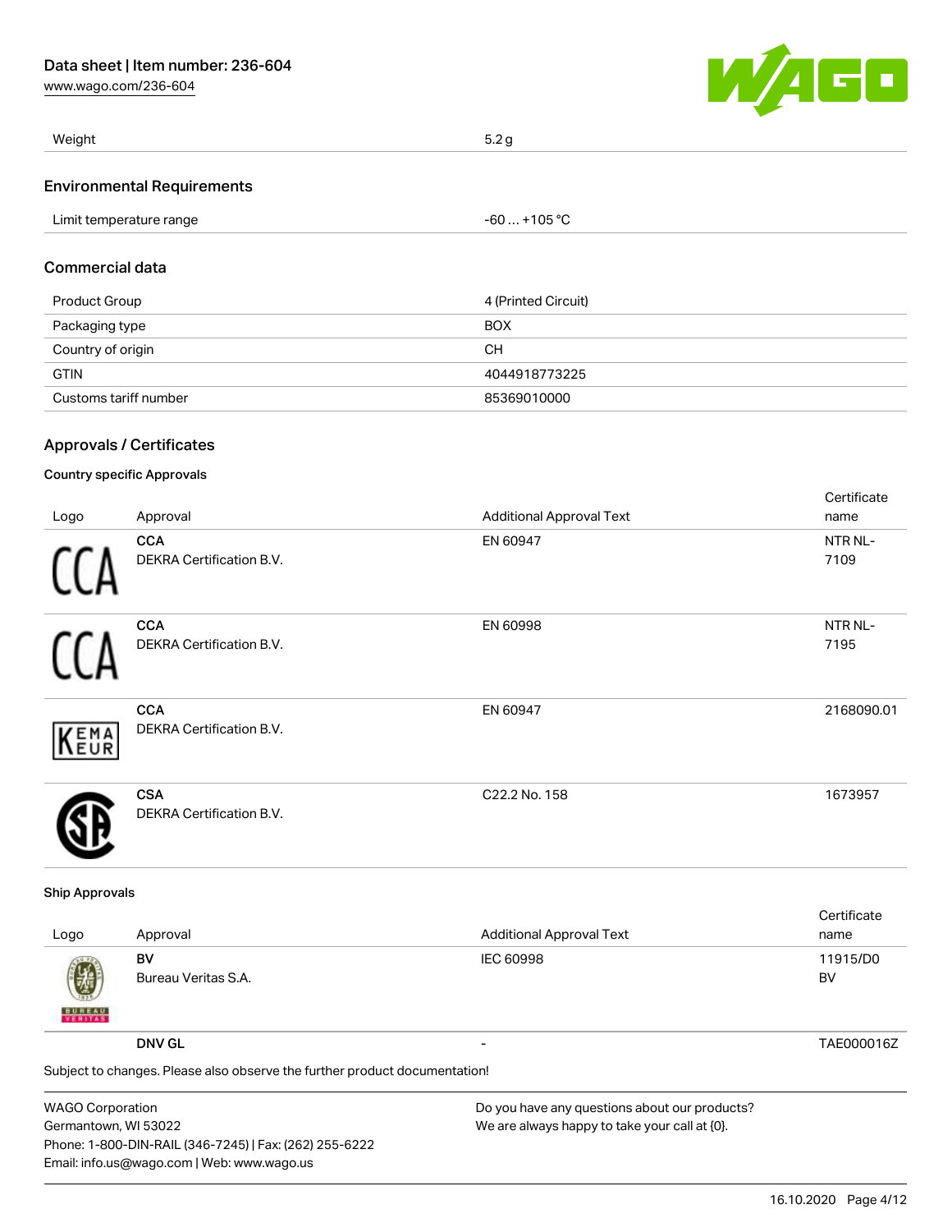| Weight | 5.2 g |
|---|---|

## Environmental Requirements

| Limit temperature range | -60 … +105 °C |
|---|---|

## Commercial data

| Product Group | 4 (Printed Circuit) |
|---|---|
| Packaging type | BOX |
| Country of origin | CH |
| GTIN | 4044918773225 |
| Customs tariff number | 85369010000 |

## Approvals / Certificates

### Country specific Approvals

| Logo | Approval | Additional Approval Text | Certificate name |
|---|---|---|---|
| | **CCA** DEKRA Certification B.V. | EN 60947 | NTR NL-7109 |
| | **CCA** DEKRA Certification B.V. | EN 60998 | NTR NL-7195 |
| | **CCA** DEKRA Certification B.V. | EN 60947 | 2168090.01 |
| | **CSA** DEKRA Certification B.V. | C22.2 No. 158 | 1673957 |

### Ship Approvals

| Logo | Approval | Additional Approval Text | Certificate name |
|---|---|---|---|
| | **BV** Bureau Veritas S.A. | IEC 60998 | 11915/D0 BV |
| | **DNV GL** | - | TAE000016Z |

Subject to changes. Please also observe the further product documentation!

WAGO Corporation
Germantown, WI 53022
Phone: 1-800-DIN-RAIL (346-7245) | Fax: (262) 255-6222
Email: info.us@wago.com | Web: www.wago.us

Do you have any questions about our products?
We are always happy to take your call at {0}.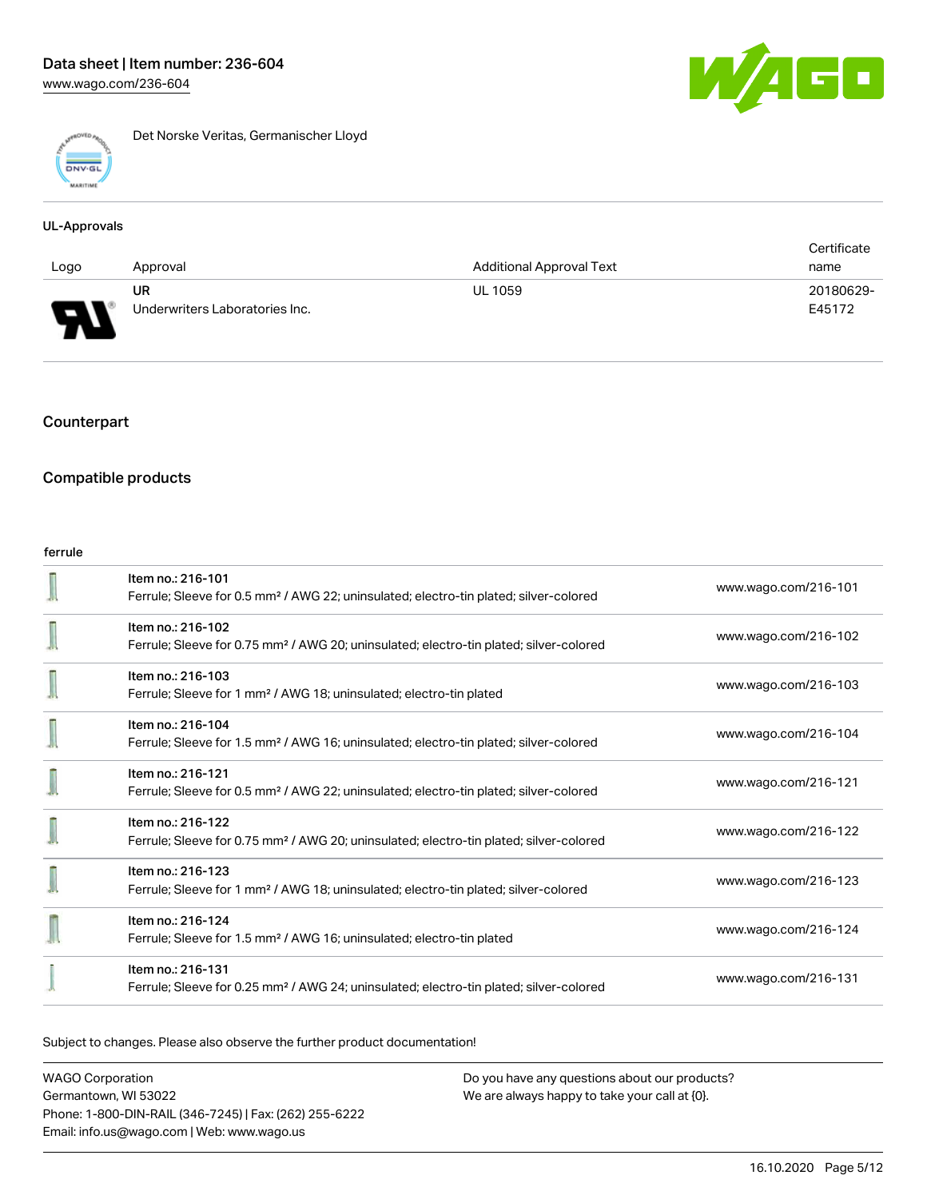Det Norske Veritas, Germanischer Lloyd

### UL-Approvals

| Logo | Approval | Additional Approval Text | Certificate name |
| --- | --- | --- | --- |
| | UR<br>Underwriters Laboratories Inc. | UL 1059 | 20180629-E45172 |

## Counterpart

## Compatible products

ferrule

| | | |
| --- | --- | --- |
| | Item no.: 216-101<br>Ferrule; Sleeve for 0.5 mm² / AWG 22; uninsulated; electro-tin plated; silver-colored | www.wago.com/216-101 |
| | Item no.: 216-102<br>Ferrule; Sleeve for 0.75 mm² / AWG 20; uninsulated; electro-tin plated; silver-colored | www.wago.com/216-102 |
| | Item no.: 216-103<br>Ferrule; Sleeve for 1 mm² / AWG 18; uninsulated; electro-tin plated | www.wago.com/216-103 |
| | Item no.: 216-104<br>Ferrule; Sleeve for 1.5 mm² / AWG 16; uninsulated; electro-tin plated; silver-colored | www.wago.com/216-104 |
| | Item no.: 216-121<br>Ferrule; Sleeve for 0.5 mm² / AWG 22; uninsulated; electro-tin plated; silver-colored | www.wago.com/216-121 |
| | Item no.: 216-122<br>Ferrule; Sleeve for 0.75 mm² / AWG 20; uninsulated; electro-tin plated; silver-colored | www.wago.com/216-122 |
| | Item no.: 216-123<br>Ferrule; Sleeve for 1 mm² / AWG 18; uninsulated; electro-tin plated; silver-colored | www.wago.com/216-123 |
| | Item no.: 216-124<br>Ferrule; Sleeve for 1.5 mm² / AWG 16; uninsulated; electro-tin plated | www.wago.com/216-124 |
| | Item no.: 216-131<br>Ferrule; Sleeve for 0.25 mm² / AWG 24; uninsulated; electro-tin plated; silver-colored | www.wago.com/216-131 |

Subject to changes. Please also observe the further product documentation!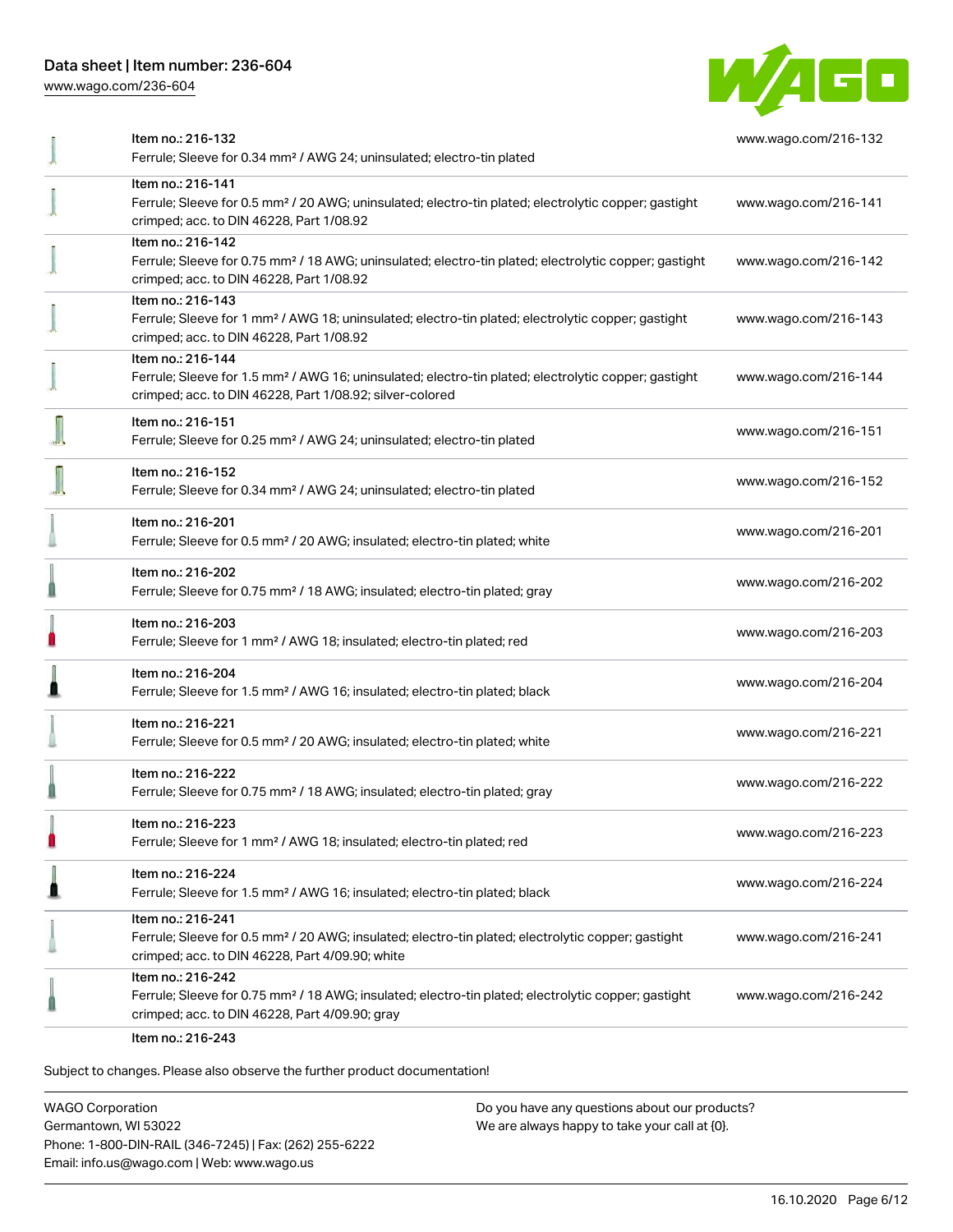| Item | URL |
| --- | --- |
| Item no.: 216-132<br>Ferrule; Sleeve for 0.34 mm² / AWG 24; uninsulated; electro-tin plated | www.wago.com/216-132 |
| Item no.: 216-141<br>Ferrule; Sleeve for 0.5 mm² / 20 AWG; uninsulated; electro-tin plated; electrolytic copper; gastight crimped; acc. to DIN 46228, Part 1/08.92 | www.wago.com/216-141 |
| Item no.: 216-142<br>Ferrule; Sleeve for 0.75 mm² / 18 AWG; uninsulated; electro-tin plated; electrolytic copper; gastight crimped; acc. to DIN 46228, Part 1/08.92 | www.wago.com/216-142 |
| Item no.: 216-143<br>Ferrule; Sleeve for 1 mm² / AWG 18; uninsulated; electro-tin plated; electrolytic copper; gastight crimped; acc. to DIN 46228, Part 1/08.92 | www.wago.com/216-143 |
| Item no.: 216-144<br>Ferrule; Sleeve for 1.5 mm² / AWG 16; uninsulated; electro-tin plated; electrolytic copper; gastight crimped; acc. to DIN 46228, Part 1/08.92; silver-colored | www.wago.com/216-144 |
| Item no.: 216-151<br>Ferrule; Sleeve for 0.25 mm² / AWG 24; uninsulated; electro-tin plated | www.wago.com/216-151 |
| Item no.: 216-152<br>Ferrule; Sleeve for 0.34 mm² / AWG 24; uninsulated; electro-tin plated | www.wago.com/216-152 |
| Item no.: 216-201<br>Ferrule; Sleeve for 0.5 mm² / 20 AWG; insulated; electro-tin plated; white | www.wago.com/216-201 |
| Item no.: 216-202<br>Ferrule; Sleeve for 0.75 mm² / 18 AWG; insulated; electro-tin plated; gray | www.wago.com/216-202 |
| Item no.: 216-203<br>Ferrule; Sleeve for 1 mm² / AWG 18; insulated; electro-tin plated; red | www.wago.com/216-203 |
| Item no.: 216-204<br>Ferrule; Sleeve for 1.5 mm² / AWG 16; insulated; electro-tin plated; black | www.wago.com/216-204 |
| Item no.: 216-221<br>Ferrule; Sleeve for 0.5 mm² / 20 AWG; insulated; electro-tin plated; white | www.wago.com/216-221 |
| Item no.: 216-222<br>Ferrule; Sleeve for 0.75 mm² / 18 AWG; insulated; electro-tin plated; gray | www.wago.com/216-222 |
| Item no.: 216-223<br>Ferrule; Sleeve for 1 mm² / AWG 18; insulated; electro-tin plated; red | www.wago.com/216-223 |
| Item no.: 216-224<br>Ferrule; Sleeve for 1.5 mm² / AWG 16; insulated; electro-tin plated; black | www.wago.com/216-224 |
| Item no.: 216-241<br>Ferrule; Sleeve for 0.5 mm² / 20 AWG; insulated; electro-tin plated; electrolytic copper; gastight crimped; acc. to DIN 46228, Part 4/09.90; white | www.wago.com/216-241 |
| Item no.: 216-242<br>Ferrule; Sleeve for 0.75 mm² / 18 AWG; insulated; electro-tin plated; electrolytic copper; gastight crimped; acc. to DIN 46228, Part 4/09.90; gray | www.wago.com/216-242 |
| Item no.: 216-243 | |

Subject to changes. Please also observe the further product documentation!

WAGO Corporation
Germantown, WI 53022
Phone: 1-800-DIN-RAIL (346-7245) | Fax: (262) 255-6222
Email: info.us@wago.com | Web: www.wago.us

Do you have any questions about our products?
We are always happy to take your call at {0}.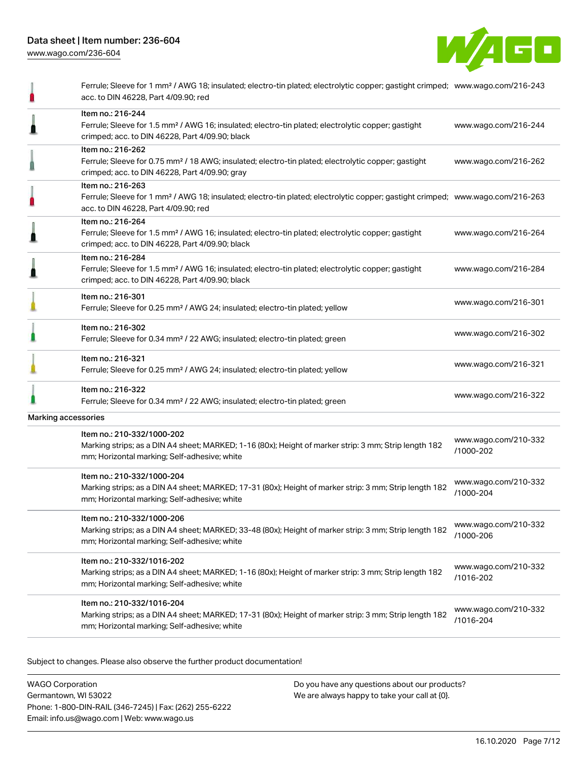| | | |
|---|---|---|
| | Ferrule; Sleeve for 1 mm² / AWG 18; insulated; electro-tin plated; electrolytic copper; gastight crimped; acc. to DIN 46228, Part 4/09.90; red | www.wago.com/216-243 |
| | Item no.: 216-244<br>Ferrule; Sleeve for 1.5 mm² / AWG 16; insulated; electro-tin plated; electrolytic copper; gastight crimped; acc. to DIN 46228, Part 4/09.90; black | www.wago.com/216-244 |
| | Item no.: 216-262<br>Ferrule; Sleeve for 0.75 mm² / 18 AWG; insulated; electro-tin plated; electrolytic copper; gastight crimped; acc. to DIN 46228, Part 4/09.90; gray | www.wago.com/216-262 |
| | Item no.: 216-263<br>Ferrule; Sleeve for 1 mm² / AWG 18; insulated; electro-tin plated; electrolytic copper; gastight crimped; acc. to DIN 46228, Part 4/09.90; red | www.wago.com/216-263 |
| | Item no.: 216-264<br>Ferrule; Sleeve for 1.5 mm² / AWG 16; insulated; electro-tin plated; electrolytic copper; gastight crimped; acc. to DIN 46228, Part 4/09.90; black | www.wago.com/216-264 |
| | Item no.: 216-284<br>Ferrule; Sleeve for 1.5 mm² / AWG 16; insulated; electro-tin plated; electrolytic copper; gastight crimped; acc. to DIN 46228, Part 4/09.90; black | www.wago.com/216-284 |
| | Item no.: 216-301<br>Ferrule; Sleeve for 0.25 mm² / AWG 24; insulated; electro-tin plated; yellow | www.wago.com/216-301 |
| | Item no.: 216-302<br>Ferrule; Sleeve for 0.34 mm² / 22 AWG; insulated; electro-tin plated; green | www.wago.com/216-302 |
| | Item no.: 216-321<br>Ferrule; Sleeve for 0.25 mm² / AWG 24; insulated; electro-tin plated; yellow | www.wago.com/216-321 |
| | Item no.: 216-322<br>Ferrule; Sleeve for 0.34 mm² / 22 AWG; insulated; electro-tin plated; green | www.wago.com/216-322 |
| Marking accessories | | |
| | Item no.: 210-332/1000-202<br>Marking strips; as a DIN A4 sheet; MARKED; 1-16 (80x); Height of marker strip: 3 mm; Strip length 182 mm; Horizontal marking; Self-adhesive; white | www.wago.com/210-332/1000-202 |
| | Item no.: 210-332/1000-204<br>Marking strips; as a DIN A4 sheet; MARKED; 17-31 (80x); Height of marker strip: 3 mm; Strip length 182 mm; Horizontal marking; Self-adhesive; white | www.wago.com/210-332/1000-204 |
| | Item no.: 210-332/1000-206<br>Marking strips; as a DIN A4 sheet; MARKED; 33-48 (80x); Height of marker strip: 3 mm; Strip length 182 mm; Horizontal marking; Self-adhesive; white | www.wago.com/210-332/1000-206 |
| | Item no.: 210-332/1016-202<br>Marking strips; as a DIN A4 sheet; MARKED; 1-16 (80x); Height of marker strip: 3 mm; Strip length 182 mm; Horizontal marking; Self-adhesive; white | www.wago.com/210-332/1016-202 |
| | Item no.: 210-332/1016-204<br>Marking strips; as a DIN A4 sheet; MARKED; 17-31 (80x); Height of marker strip: 3 mm; Strip length 182 mm; Horizontal marking; Self-adhesive; white | www.wago.com/210-332/1016-204 |

Subject to changes. Please also observe the further product documentation!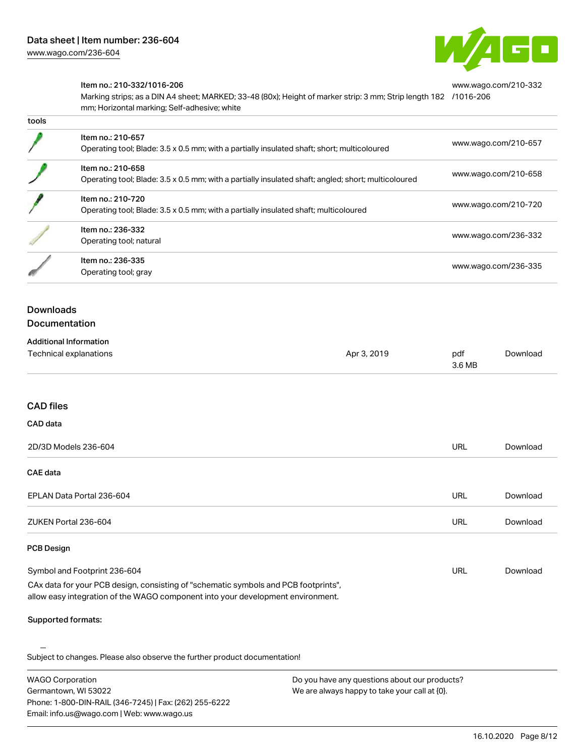| | Item no.: 210-332/1016-206<br>Marking strips; as a DIN A4 sheet; MARKED; 33-48 (80x); Height of marker strip: 3 mm; Strip length 182 mm; Horizontal marking; Self-adhesive; white | www.wago.com/210-332/1016-206 |
|---|---|---|
| tools | | |
| | Item no.: 210-657<br>Operating tool; Blade: 3.5 x 0.5 mm; with a partially insulated shaft; short; multicoloured | www.wago.com/210-657 |
| | Item no.: 210-658<br>Operating tool; Blade: 3.5 x 0.5 mm; with a partially insulated shaft; angled; short; multicoloured | www.wago.com/210-658 |
| | Item no.: 210-720<br>Operating tool; Blade: 3.5 x 0.5 mm; with a partially insulated shaft; multicoloured | www.wago.com/210-720 |
| | Item no.: 236-332<br>Operating tool; natural | www.wago.com/236-332 |
| | Item no.: 236-335<br>Operating tool; gray | www.wago.com/236-335 |

## Downloads

### Documentation

**Additional Information**

| Technical explanations | Apr 3, 2019 | pdf<br>3.6 MB | Download |
|---|---|---|---|

### CAD files

**CAD data**

| 2D/3D Models 236-604 | URL | Download |
|---|---|---|

**CAE data**

| EPLAN Data Portal 236-604 | URL | Download |
|---|---|---|
| ZUKEN Portal 236-604 | URL | Download |

**PCB Design**

| Symbol and Footprint 236-604 | URL | Download |
|---|---|---|

CAx data for your PCB design, consisting of "schematic symbols and PCB footprints", allow easy integration of the WAGO component into your development environment.

**Supported formats:**

Subject to changes. Please also observe the further product documentation!

WAGO Corporation
Germantown, WI 53022
Phone: 1-800-DIN-RAIL (346-7245) | Fax: (262) 255-6222
Email: info.us@wago.com | Web: www.wago.us

Do you have any questions about our products?
We are always happy to take your call at {0}.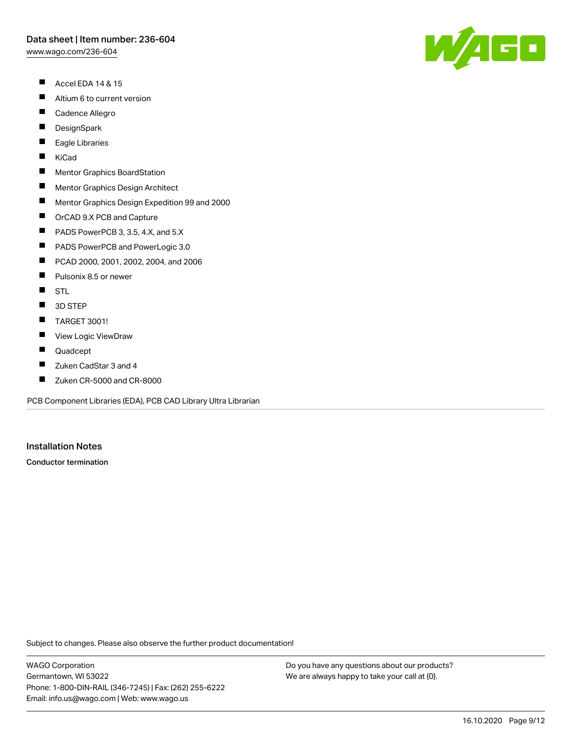- Accel EDA 14 & 15
- Altium 6 to current version
- Cadence Allegro
- DesignSpark
- Eagle Libraries
- KiCad
- Mentor Graphics BoardStation
- Mentor Graphics Design Architect
- Mentor Graphics Design Expedition 99 and 2000
- OrCAD 9.X PCB and Capture
- PADS PowerPCB 3, 3.5, 4.X, and 5.X
- PADS PowerPCB and PowerLogic 3.0
- PCAD 2000, 2001, 2002, 2004, and 2006
- Pulsonix 8.5 or newer
- STL
- 3D STEP
- TARGET 3001!
- View Logic ViewDraw
- Quadcept
- Zuken CadStar 3 and 4
- Zuken CR-5000 and CR-8000

PCB Component Libraries (EDA), PCB CAD Library Ultra Librarian

## Installation Notes

**Conductor termination**

Subject to changes. Please also observe the further product documentation!

WAGO Corporation
Germantown, WI 53022
Phone: 1-800-DIN-RAIL (346-7245) | Fax: (262) 255-6222
Email: info.us@wago.com | Web: www.wago.us

Do you have any questions about our products?
We are always happy to take your call at {0}.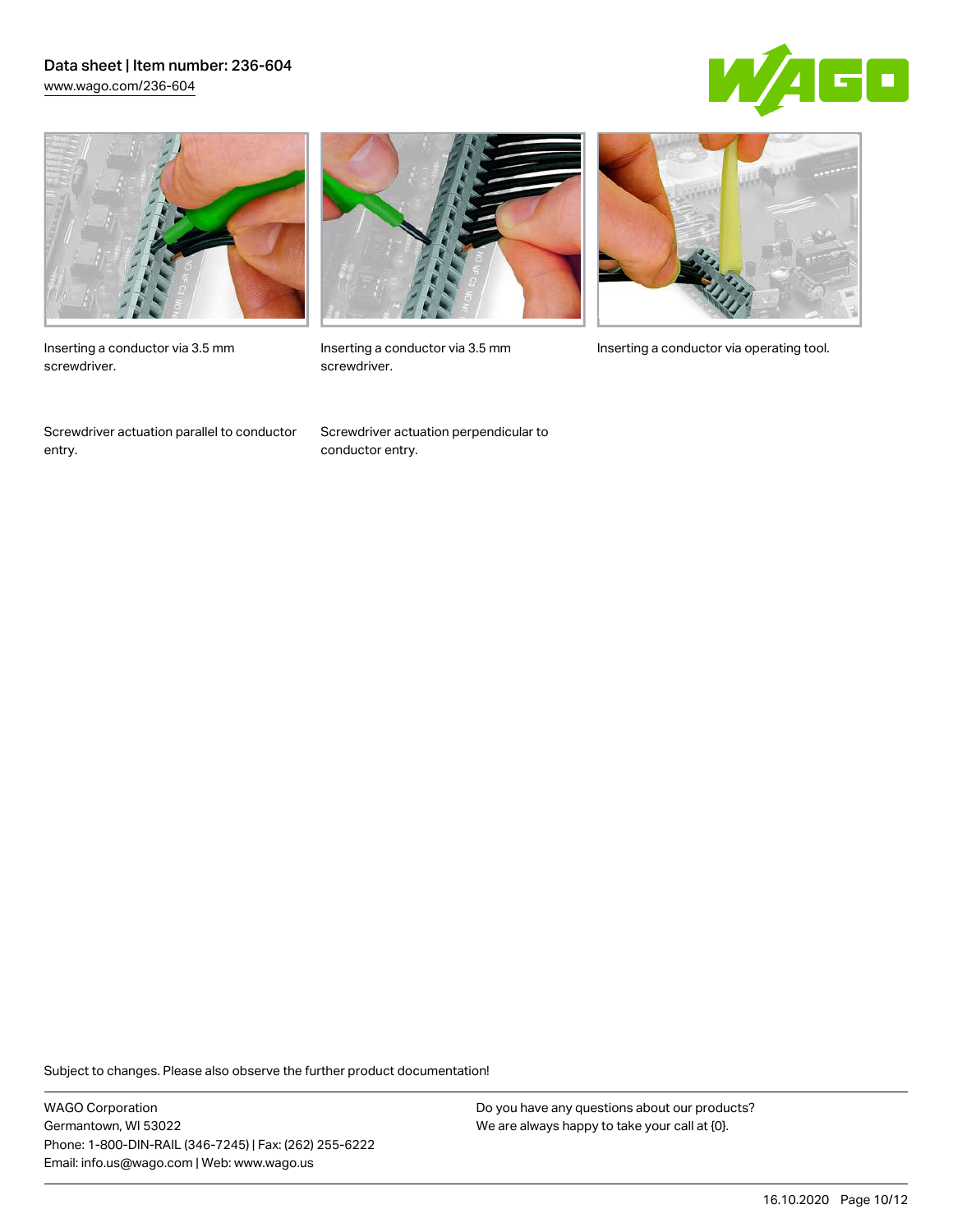Inserting a conductor via 3.5 mm screwdriver.

Inserting a conductor via 3.5 mm screwdriver.

Inserting a conductor via operating tool.

Screwdriver actuation parallel to conductor entry.

Screwdriver actuation perpendicular to conductor entry.

Subject to changes. Please also observe the further product documentation!

WAGO Corporation
Germantown, WI 53022
Phone: 1-800-DIN-RAIL (346-7245) | Fax: (262) 255-6222
Email: info.us@wago.com | Web: www.wago.us

Do you have any questions about our products?
We are always happy to take your call at {0}.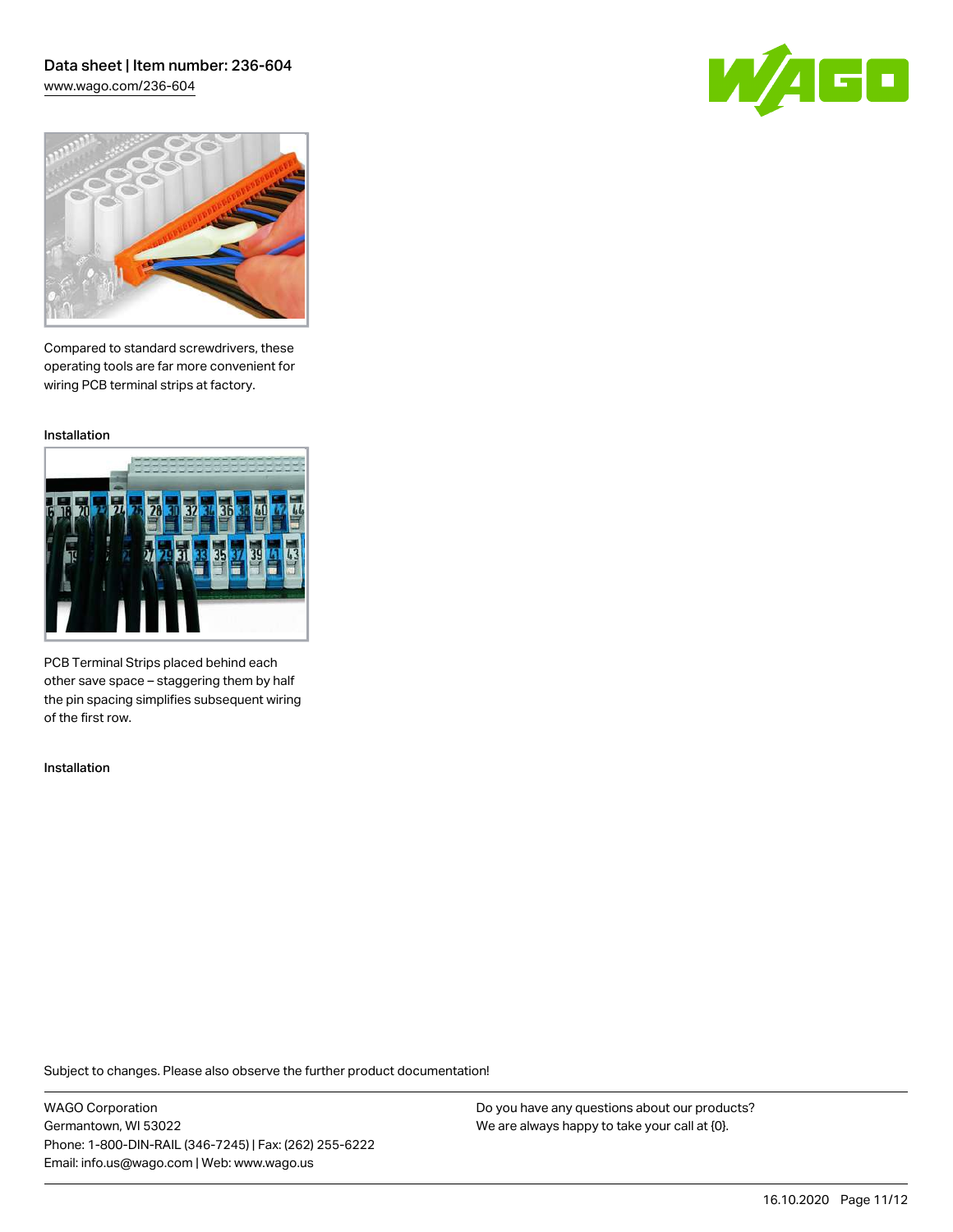Compared to standard screwdrivers, these operating tools are far more convenient for wiring PCB terminal strips at factory.

Installation

PCB Terminal Strips placed behind each other save space – staggering them by half the pin spacing simplifies subsequent wiring of the first row.

Installation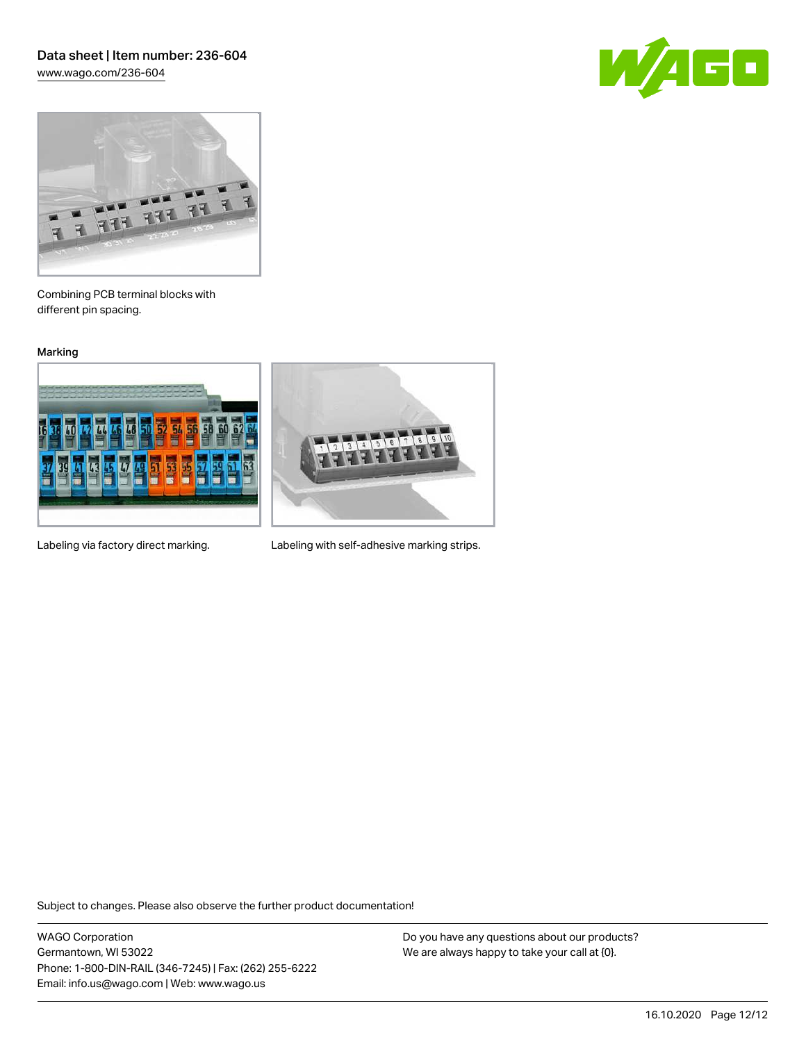Combining PCB terminal blocks with different pin spacing.

Marking

Labeling via factory direct marking.

Labeling with self-adhesive marking strips.

Subject to changes. Please also observe the further product documentation!

WAGO Corporation
Germantown, WI 53022
Phone: 1-800-DIN-RAIL (346-7245) | Fax: (262) 255-6222
Email: info.us@wago.com | Web: www.wago.us

Do you have any questions about our products?
We are always happy to take your call at {0}.